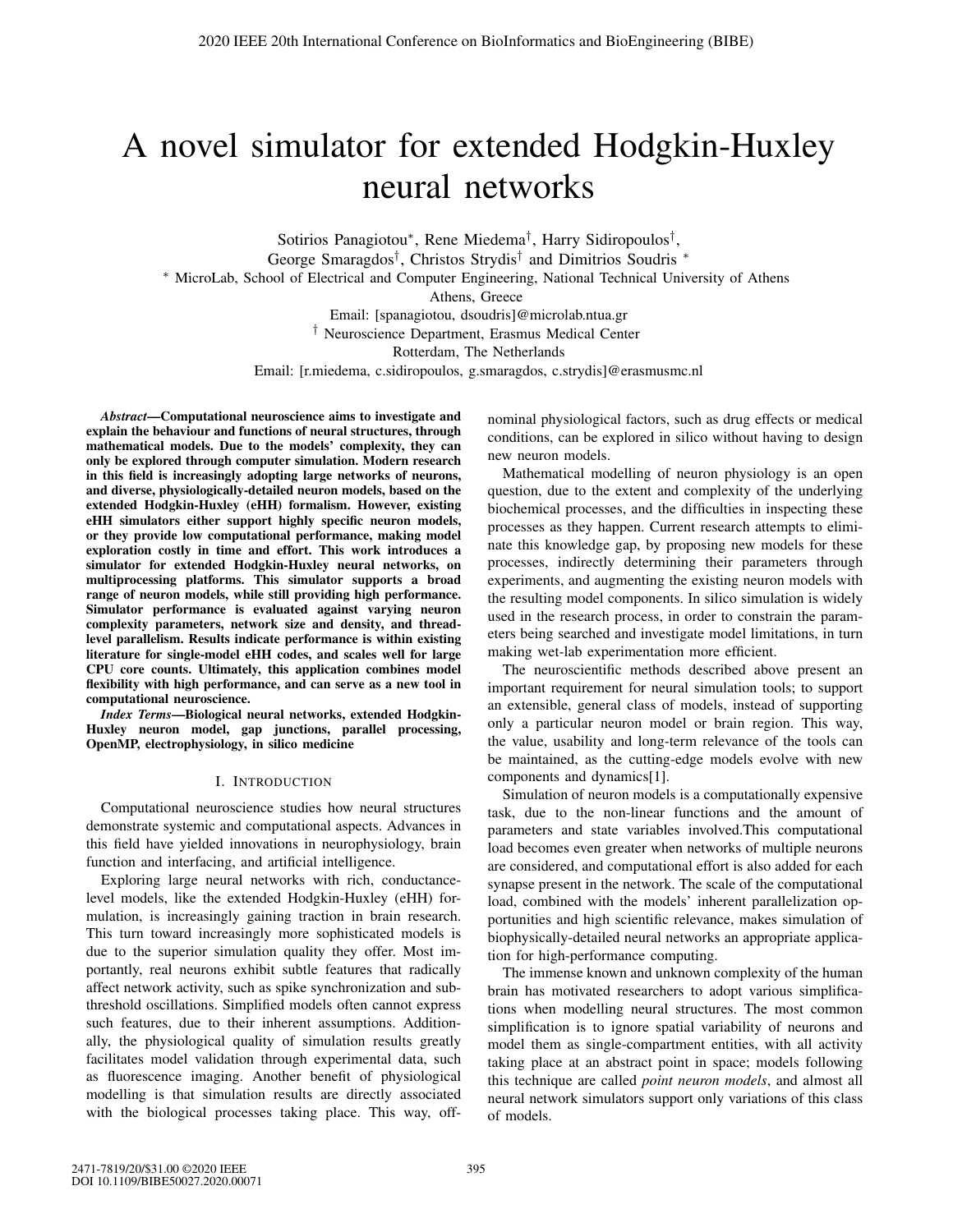# A novel simulator for extended Hodgkin-Huxley neural networks

Sotirios Panagiotou*, Rene Miedema†, Harry Sidiropoulos†,
George Smaragdos†, Christos Strydis† and Dimitrios Soudris *

* MicroLab, School of Electrical and Computer Engineering, National Technical University of Athens
Athens, Greece
Email: [spanagiotou, dsoudris]@microlab.ntua.gr

† Neuroscience Department, Erasmus Medical Center
Rotterdam, The Netherlands
Email: [r.miedema, c.sidiropoulos, g.smaragdos, c.strydis]@erasmusmc.nl

***Abstract*—Computational neuroscience aims to investigate and explain the behaviour and functions of neural structures, through mathematical models. Due to the models' complexity, they can only be explored through computer simulation. Modern research in this field is increasingly adopting large networks of neurons, and diverse, physiologically-detailed neuron models, based on the extended Hodgkin-Huxley (eHH) formalism. However, existing eHH simulators either support highly specific neuron models, or they provide low computational performance, making model exploration costly in time and effort. This work introduces a simulator for extended Hodgkin-Huxley neural networks, on multiprocessing platforms. This simulator supports a broad range of neuron models, while still providing high performance. Simulator performance is evaluated against varying neuron complexity parameters, network size and density, and thread-level parallelism. Results indicate performance is within existing literature for single-model eHH codes, and scales well for large CPU core counts. Ultimately, this application combines model flexibility with high performance, and can serve as a new tool in computational neuroscience.**

***Index Terms*—Biological neural networks, extended Hodgkin-Huxley neuron model, gap junctions, parallel processing, OpenMP, electrophysiology, in silico medicine**

## I. Introduction

Computational neuroscience studies how neural structures demonstrate systemic and computational aspects. Advances in this field have yielded innovations in neurophysiology, brain function and interfacing, and artificial intelligence.

Exploring large neural networks with rich, conductance-level models, like the extended Hodgkin-Huxley (eHH) formulation, is increasingly gaining traction in brain research. This turn toward increasingly more sophisticated models is due to the superior simulation quality they offer. Most importantly, real neurons exhibit subtle features that radically affect network activity, such as spike synchronization and subthreshold oscillations. Simplified models often cannot express such features, due to their inherent assumptions. Additionally, the physiological quality of simulation results greatly facilitates model validation through experimental data, such as fluorescence imaging. Another benefit of physiological modelling is that simulation results are directly associated with the biological processes taking place. This way, off-nominal physiological factors, such as drug effects or medical conditions, can be explored in silico without having to design new neuron models.

Mathematical modelling of neuron physiology is an open question, due to the extent and complexity of the underlying biochemical processes, and the difficulties in inspecting these processes as they happen. Current research attempts to eliminate this knowledge gap, by proposing new models for these processes, indirectly determining their parameters through experiments, and augmenting the existing neuron models with the resulting model components. In silico simulation is widely used in the research process, in order to constrain the parameters being searched and investigate model limitations, in turn making wet-lab experimentation more efficient.

The neuroscientific methods described above present an important requirement for neural simulation tools; to support an extensible, general class of models, instead of supporting only a particular neuron model or brain region. This way, the value, usability and long-term relevance of the tools can be maintained, as the cutting-edge models evolve with new components and dynamics[1].

Simulation of neuron models is a computationally expensive task, due to the non-linear functions and the amount of parameters and state variables involved.This computational load becomes even greater when networks of multiple neurons are considered, and computational effort is also added for each synapse present in the network. The scale of the computational load, combined with the models' inherent parallelization opportunities and high scientific relevance, makes simulation of biophysically-detailed neural networks an appropriate application for high-performance computing.

The immense known and unknown complexity of the human brain has motivated researchers to adopt various simplifications when modelling neural structures. The most common simplification is to ignore spatial variability of neurons and model them as single-compartment entities, with all activity taking place at an abstract point in space; models following this technique are called *point neuron models*, and almost all neural network simulators support only variations of this class of models.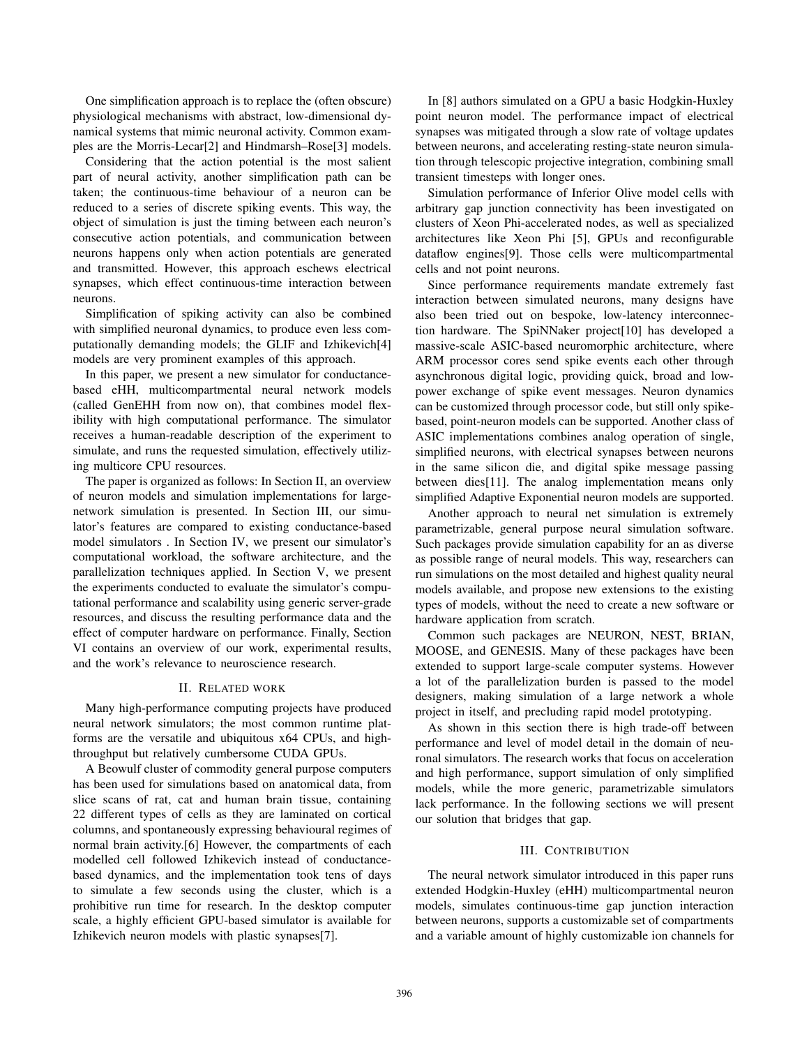One simplification approach is to replace the (often obscure) physiological mechanisms with abstract, low-dimensional dynamical systems that mimic neuronal activity. Common examples are the Morris-Lecar[2] and Hindmarsh–Rose[3] models.

Considering that the action potential is the most salient part of neural activity, another simplification path can be taken; the continuous-time behaviour of a neuron can be reduced to a series of discrete spiking events. This way, the object of simulation is just the timing between each neuron's consecutive action potentials, and communication between neurons happens only when action potentials are generated and transmitted. However, this approach eschews electrical synapses, which effect continuous-time interaction between neurons.

Simplification of spiking activity can also be combined with simplified neuronal dynamics, to produce even less computationally demanding models; the GLIF and Izhikevich[4] models are very prominent examples of this approach.

In this paper, we present a new simulator for conductance-based eHH, multicompartmental neural network models (called GenEHH from now on), that combines model flexibility with high computational performance. The simulator receives a human-readable description of the experiment to simulate, and runs the requested simulation, effectively utilizing multicore CPU resources.

The paper is organized as follows: In Section II, an overview of neuron models and simulation implementations for large-network simulation is presented. In Section III, our simulator's features are compared to existing conductance-based model simulators . In Section IV, we present our simulator's computational workload, the software architecture, and the parallelization techniques applied. In Section V, we present the experiments conducted to evaluate the simulator's computational performance and scalability using generic server-grade resources, and discuss the resulting performance data and the effect of computer hardware on performance. Finally, Section VI contains an overview of our work, experimental results, and the work's relevance to neuroscience research.

## II. Related work

Many high-performance computing projects have produced neural network simulators; the most common runtime platforms are the versatile and ubiquitous x64 CPUs, and high-throughput but relatively cumbersome CUDA GPUs.

A Beowulf cluster of commodity general purpose computers has been used for simulations based on anatomical data, from slice scans of rat, cat and human brain tissue, containing 22 different types of cells as they are laminated on cortical columns, and spontaneously expressing behavioural regimes of normal brain activity.[6] However, the compartments of each modelled cell followed Izhikevich instead of conductance-based dynamics, and the implementation took tens of days to simulate a few seconds using the cluster, which is a prohibitive run time for research. In the desktop computer scale, a highly efficient GPU-based simulator is available for Izhikevich neuron models with plastic synapses[7].

In [8] authors simulated on a GPU a basic Hodgkin-Huxley point neuron model. The performance impact of electrical synapses was mitigated through a slow rate of voltage updates between neurons, and accelerating resting-state neuron simulation through telescopic projective integration, combining small transient timesteps with longer ones.

Simulation performance of Inferior Olive model cells with arbitrary gap junction connectivity has been investigated on clusters of Xeon Phi-accelerated nodes, as well as specialized architectures like Xeon Phi [5], GPUs and reconfigurable dataflow engines[9]. Those cells were multicompartmental cells and not point neurons.

Since performance requirements mandate extremely fast interaction between simulated neurons, many designs have also been tried out on bespoke, low-latency interconnection hardware. The SpiNNaker project[10] has developed a massive-scale ASIC-based neuromorphic architecture, where ARM processor cores send spike events each other through asynchronous digital logic, providing quick, broad and low-power exchange of spike event messages. Neuron dynamics can be customized through processor code, but still only spike-based, point-neuron models can be supported. Another class of ASIC implementations combines analog operation of single, simplified neurons, with electrical synapses between neurons in the same silicon die, and digital spike message passing between dies[11]. The analog implementation means only simplified Adaptive Exponential neuron models are supported.

Another approach to neural net simulation is extremely parametrizable, general purpose neural simulation software. Such packages provide simulation capability for an as diverse as possible range of neural models. This way, researchers can run simulations on the most detailed and highest quality neural models available, and propose new extensions to the existing types of models, without the need to create a new software or hardware application from scratch.

Common such packages are NEURON, NEST, BRIAN, MOOSE, and GENESIS. Many of these packages have been extended to support large-scale computer systems. However a lot of the parallelization burden is passed to the model designers, making simulation of a large network a whole project in itself, and precluding rapid model prototyping.

As shown in this section there is high trade-off between performance and level of model detail in the domain of neuronal simulators. The research works that focus on acceleration and high performance, support simulation of only simplified models, while the more generic, parametrizable simulators lack performance. In the following sections we will present our solution that bridges that gap.

## III. Contribution

The neural network simulator introduced in this paper runs extended Hodgkin-Huxley (eHH) multicompartmental neuron models, simulates continuous-time gap junction interaction between neurons, supports a customizable set of compartments and a variable amount of highly customizable ion channels for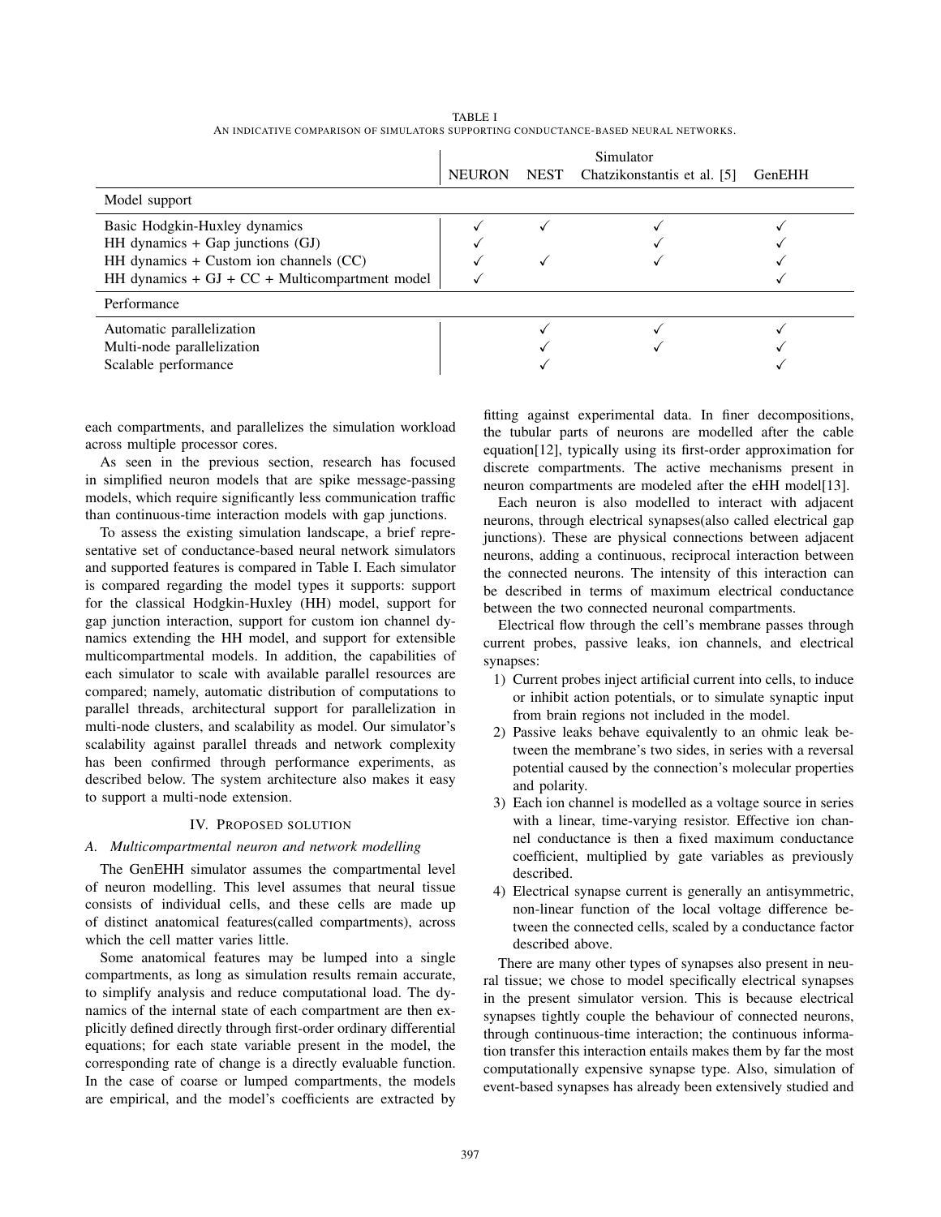TABLE I
AN INDICATIVE COMPARISON OF SIMULATORS SUPPORTING CONDUCTANCE-BASED NEURAL NETWORKS.

| | Simulator | | | |
|---|---|---|---|---|
| | NEURON | NEST | Chatzikonstantis et al. [5] | GenEHH |
| **Model support** | | | | |
| Basic Hodgkin-Huxley dynamics | ✓ | ✓ | ✓ | ✓ |
| HH dynamics + Gap junctions (GJ) | ✓ | | ✓ | ✓ |
| HH dynamics + Custom ion channels (CC) | ✓ | ✓ | ✓ | ✓ |
| HH dynamics + GJ + CC + Multicompartment model | ✓ | | | ✓ |
| **Performance** | | | | |
| Automatic parallelization | | ✓ | ✓ | ✓ |
| Multi-node parallelization | | ✓ | ✓ | ✓ |
| Scalable performance | | ✓ | | ✓ |

each compartments, and parallelizes the simulation workload across multiple processor cores.

As seen in the previous section, research has focused in simplified neuron models that are spike message-passing models, which require significantly less communication traffic than continuous-time interaction models with gap junctions.

To assess the existing simulation landscape, a brief representative set of conductance-based neural network simulators and supported features is compared in Table I. Each simulator is compared regarding the model types it supports: support for the classical Hodgkin-Huxley (HH) model, support for gap junction interaction, support for custom ion channel dynamics extending the HH model, and support for extensible multicompartmental models. In addition, the capabilities of each simulator to scale with available parallel resources are compared; namely, automatic distribution of computations to parallel threads, architectural support for parallelization in multi-node clusters, and scalability as model. Our simulator's scalability against parallel threads and network complexity has been confirmed through performance experiments, as described below. The system architecture also makes it easy to support a multi-node extension.

## IV. PROPOSED SOLUTION

### A. Multicompartmental neuron and network modelling

The GenEHH simulator assumes the compartmental level of neuron modelling. This level assumes that neural tissue consists of individual cells, and these cells are made up of distinct anatomical features(called compartments), across which the cell matter varies little.

Some anatomical features may be lumped into a single compartments, as long as simulation results remain accurate, to simplify analysis and reduce computational load. The dynamics of the internal state of each compartment are then explicitly defined directly through first-order ordinary differential equations; for each state variable present in the model, the corresponding rate of change is a directly evaluable function. In the case of coarse or lumped compartments, the models are empirical, and the model's coefficients are extracted by fitting against experimental data. In finer decompositions, the tubular parts of neurons are modelled after the cable equation[12], typically using its first-order approximation for discrete compartments. The active mechanisms present in neuron compartments are modeled after the eHH model[13].

Each neuron is also modelled to interact with adjacent neurons, through electrical synapses(also called electrical gap junctions). These are physical connections between adjacent neurons, adding a continuous, reciprocal interaction between the connected neurons. The intensity of this interaction can be described in terms of maximum electrical conductance between the two connected neuronal compartments.

Electrical flow through the cell's membrane passes through current probes, passive leaks, ion channels, and electrical synapses:

1) Current probes inject artificial current into cells, to induce or inhibit action potentials, or to simulate synaptic input from brain regions not included in the model.
2) Passive leaks behave equivalently to an ohmic leak between the membrane's two sides, in series with a reversal potential caused by the connection's molecular properties and polarity.
3) Each ion channel is modelled as a voltage source in series with a linear, time-varying resistor. Effective ion channel conductance is then a fixed maximum conductance coefficient, multiplied by gate variables as previously described.
4) Electrical synapse current is generally an antisymmetric, non-linear function of the local voltage difference between the connected cells, scaled by a conductance factor described above.

There are many other types of synapses also present in neural tissue; we chose to model specifically electrical synapses in the present simulator version. This is because electrical synapses tightly couple the behaviour of connected neurons, through continuous-time interaction; the continuous information transfer this interaction entails makes them by far the most computationally expensive synapse type. Also, simulation of event-based synapses has already been extensively studied and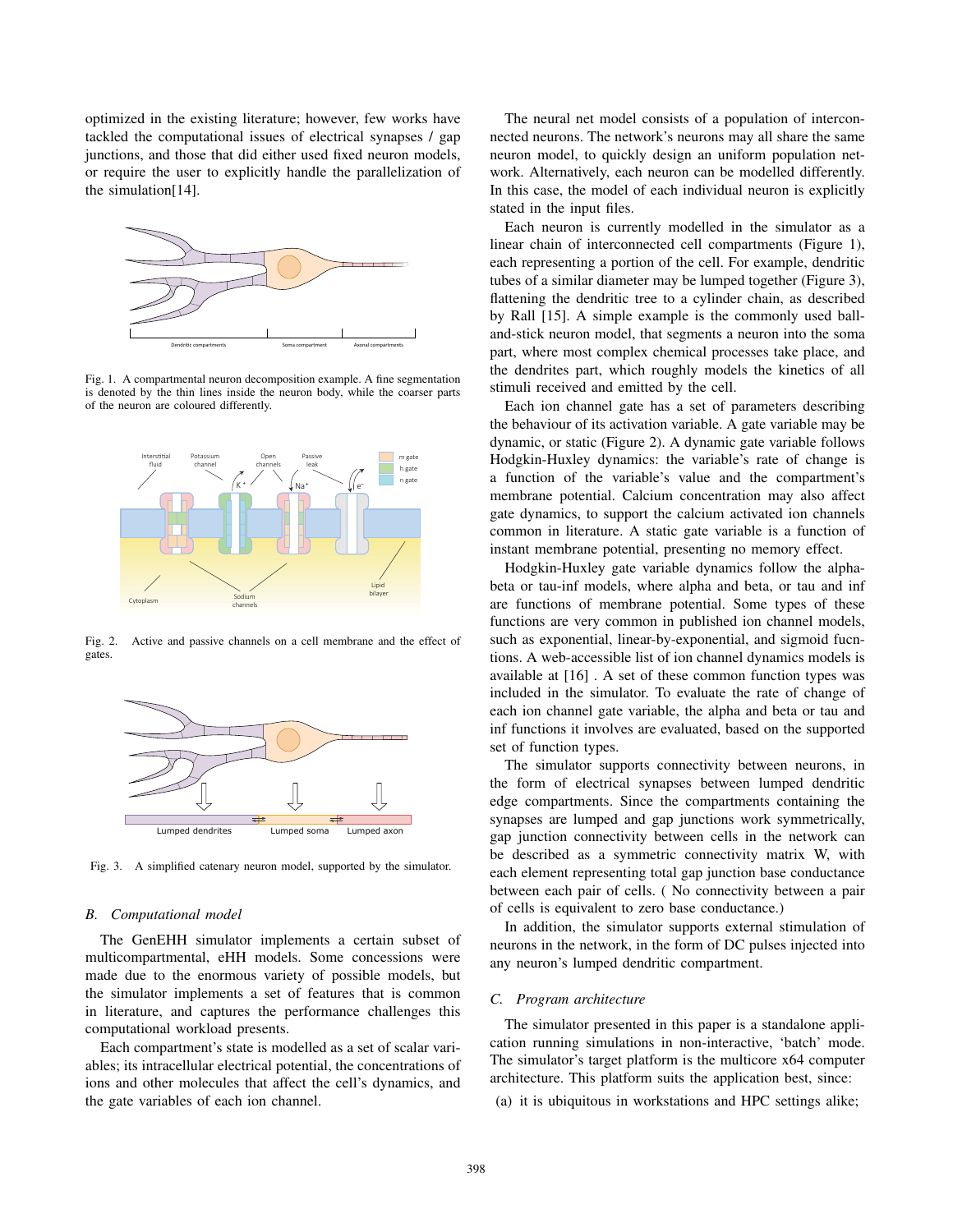optimized in the existing literature; however, few works have tackled the computational issues of electrical synapses / gap junctions, and those that did either used fixed neuron models, or require the user to explicitly handle the parallelization of the simulation[14].

Fig. 1. A compartmental neuron decomposition example. A fine segmentation is denoted by the thin lines inside the neuron body, while the coarser parts of the neuron are coloured differently.

Fig. 2. Active and passive channels on a cell membrane and the effect of gates.

Fig. 3. A simplified catenary neuron model, supported by the simulator.

### B. Computational model

The GenEHH simulator implements a certain subset of multicompartmental, eHH models. Some concessions were made due to the enormous variety of possible models, but the simulator implements a set of features that is common in literature, and captures the performance challenges this computational workload presents.

Each compartment's state is modelled as a set of scalar variables; its intracellular electrical potential, the concentrations of ions and other molecules that affect the cell's dynamics, and the gate variables of each ion channel.

The neural net model consists of a population of interconnected neurons. The network's neurons may all share the same neuron model, to quickly design an uniform population network. Alternatively, each neuron can be modelled differently. In this case, the model of each individual neuron is explicitly stated in the input files.

Each neuron is currently modelled in the simulator as a linear chain of interconnected cell compartments (Figure 1), each representing a portion of the cell. For example, dendritic tubes of a similar diameter may be lumped together (Figure 3), flattening the dendritic tree to a cylinder chain, as described by Rall [15]. A simple example is the commonly used ball-and-stick neuron model, that segments a neuron into the soma part, where most complex chemical processes take place, and the dendrites part, which roughly models the kinetics of all stimuli received and emitted by the cell.

Each ion channel gate has a set of parameters describing the behaviour of its activation variable. A gate variable may be dynamic, or static (Figure 2). A dynamic gate variable follows Hodgkin-Huxley dynamics: the variable's rate of change is a function of the variable's value and the compartment's membrane potential. Calcium concentration may also affect gate dynamics, to support the calcium activated ion channels common in literature. A static gate variable is a function of instant membrane potential, presenting no memory effect.

Hodgkin-Huxley gate variable dynamics follow the alpha-beta or tau-inf models, where alpha and beta, or tau and inf are functions of membrane potential. Some types of these functions are very common in published ion channel models, such as exponential, linear-by-exponential, and sigmoid fucntions. A web-accessible list of ion channel dynamics models is available at [16] . A set of these common function types was included in the simulator. To evaluate the rate of change of each ion channel gate variable, the alpha and beta or tau and inf functions it involves are evaluated, based on the supported set of function types.

The simulator supports connectivity between neurons, in the form of electrical synapses between lumped dendritic edge compartments. Since the compartments containing the synapses are lumped and gap junctions work symmetrically, gap junction connectivity between cells in the network can be described as a symmetric connectivity matrix W, with each element representing total gap junction base conductance between each pair of cells. ( No connectivity between a pair of cells is equivalent to zero base conductance.)

In addition, the simulator supports external stimulation of neurons in the network, in the form of DC pulses injected into any neuron's lumped dendritic compartment.

### C. Program architecture

The simulator presented in this paper is a standalone application running simulations in non-interactive, 'batch' mode. The simulator's target platform is the multicore x64 computer architecture. This platform suits the application best, since:

(a) it is ubiquitous in workstations and HPC settings alike;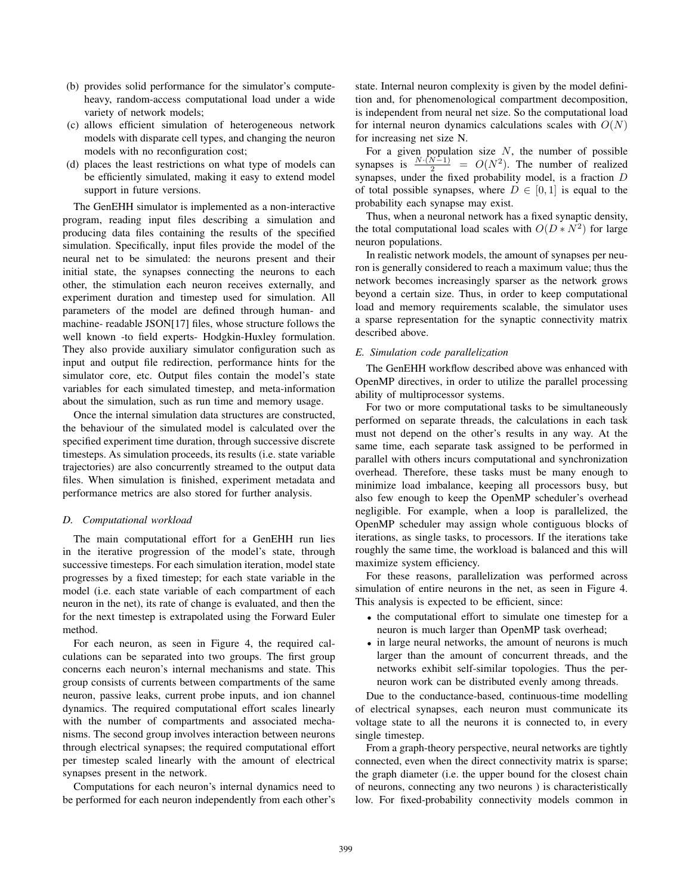(b) provides solid performance for the simulator's compute-heavy, random-access computational load under a wide variety of network models;

(c) allows efficient simulation of heterogeneous network models with disparate cell types, and changing the neuron models with no reconfiguration cost;

(d) places the least restrictions on what type of models can be efficiently simulated, making it easy to extend model support in future versions.

The GenEHH simulator is implemented as a non-interactive program, reading input files describing a simulation and producing data files containing the results of the specified simulation. Specifically, input files provide the model of the neural net to be simulated: the neurons present and their initial state, the synapses connecting the neurons to each other, the stimulation each neuron receives externally, and experiment duration and timestep used for simulation. All parameters of the model are defined through human- and machine- readable JSON[17] files, whose structure follows the well known -to field experts- Hodgkin-Huxley formulation. They also provide auxiliary simulator configuration such as input and output file redirection, performance hints for the simulator core, etc. Output files contain the model's state variables for each simulated timestep, and meta-information about the simulation, such as run time and memory usage.

Once the internal simulation data structures are constructed, the behaviour of the simulated model is calculated over the specified experiment time duration, through successive discrete timesteps. As simulation proceeds, its results (i.e. state variable trajectories) are also concurrently streamed to the output data files. When simulation is finished, experiment metadata and performance metrics are also stored for further analysis.

### D. Computational workload

The main computational effort for a GenEHH run lies in the iterative progression of the model's state, through successive timesteps. For each simulation iteration, model state progresses by a fixed timestep; for each state variable in the model (i.e. each state variable of each compartment of each neuron in the net), its rate of change is evaluated, and then the for the next timestep is extrapolated using the Forward Euler method.

For each neuron, as seen in Figure 4, the required calculations can be separated into two groups. The first group concerns each neuron's internal mechanisms and state. This group consists of currents between compartments of the same neuron, passive leaks, current probe inputs, and ion channel dynamics. The required computational effort scales linearly with the number of compartments and associated mechanisms. The second group involves interaction between neurons through electrical synapses; the required computational effort per timestep scaled linearly with the amount of electrical synapses present in the network.

Computations for each neuron's internal dynamics need to be performed for each neuron independently from each other's state. Internal neuron complexity is given by the model definition and, for phenomenological compartment decomposition, is independent from neural net size. So the computational load for internal neuron dynamics calculations scales with $O(N)$ for increasing net size N.

For a given population size $N$, the number of possible synapses is $\frac{N \cdot (N-1)}{2} = O(N^2)$. The number of realized synapses, under the fixed probability model, is a fraction $D$ of total possible synapses, where $D \in [0, 1]$ is equal to the probability each synapse may exist.

Thus, when a neuronal network has a fixed synaptic density, the total computational load scales with $O(D * N^2)$ for large neuron populations.

In realistic network models, the amount of synapses per neuron is generally considered to reach a maximum value; thus the network becomes increasingly sparser as the network grows beyond a certain size. Thus, in order to keep computational load and memory requirements scalable, the simulator uses a sparse representation for the synaptic connectivity matrix described above.

### E. Simulation code parallelization

The GenEHH workflow described above was enhanced with OpenMP directives, in order to utilize the parallel processing ability of multiprocessor systems.

For two or more computational tasks to be simultaneously performed on separate threads, the calculations in each task must not depend on the other's results in any way. At the same time, each separate task assigned to be performed in parallel with others incurs computational and synchronization overhead. Therefore, these tasks must be many enough to minimize load imbalance, keeping all processors busy, but also few enough to keep the OpenMP scheduler's overhead negligible. For example, when a loop is parallelized, the OpenMP scheduler may assign whole contiguous blocks of iterations, as single tasks, to processors. If the iterations take roughly the same time, the workload is balanced and this will maximize system efficiency.

For these reasons, parallelization was performed across simulation of entire neurons in the net, as seen in Figure 4. This analysis is expected to be efficient, since:

- the computational effort to simulate one timestep for a neuron is much larger than OpenMP task overhead;
- in large neural networks, the amount of neurons is much larger than the amount of concurrent threads, and the networks exhibit self-similar topologies. Thus the per-neuron work can be distributed evenly among threads.

Due to the conductance-based, continuous-time modelling of electrical synapses, each neuron must communicate its voltage state to all the neurons it is connected to, in every single timestep.

From a graph-theory perspective, neural networks are tightly connected, even when the direct connectivity matrix is sparse; the graph diameter (i.e. the upper bound for the closest chain of neurons, connecting any two neurons ) is characteristically low. For fixed-probability connectivity models common in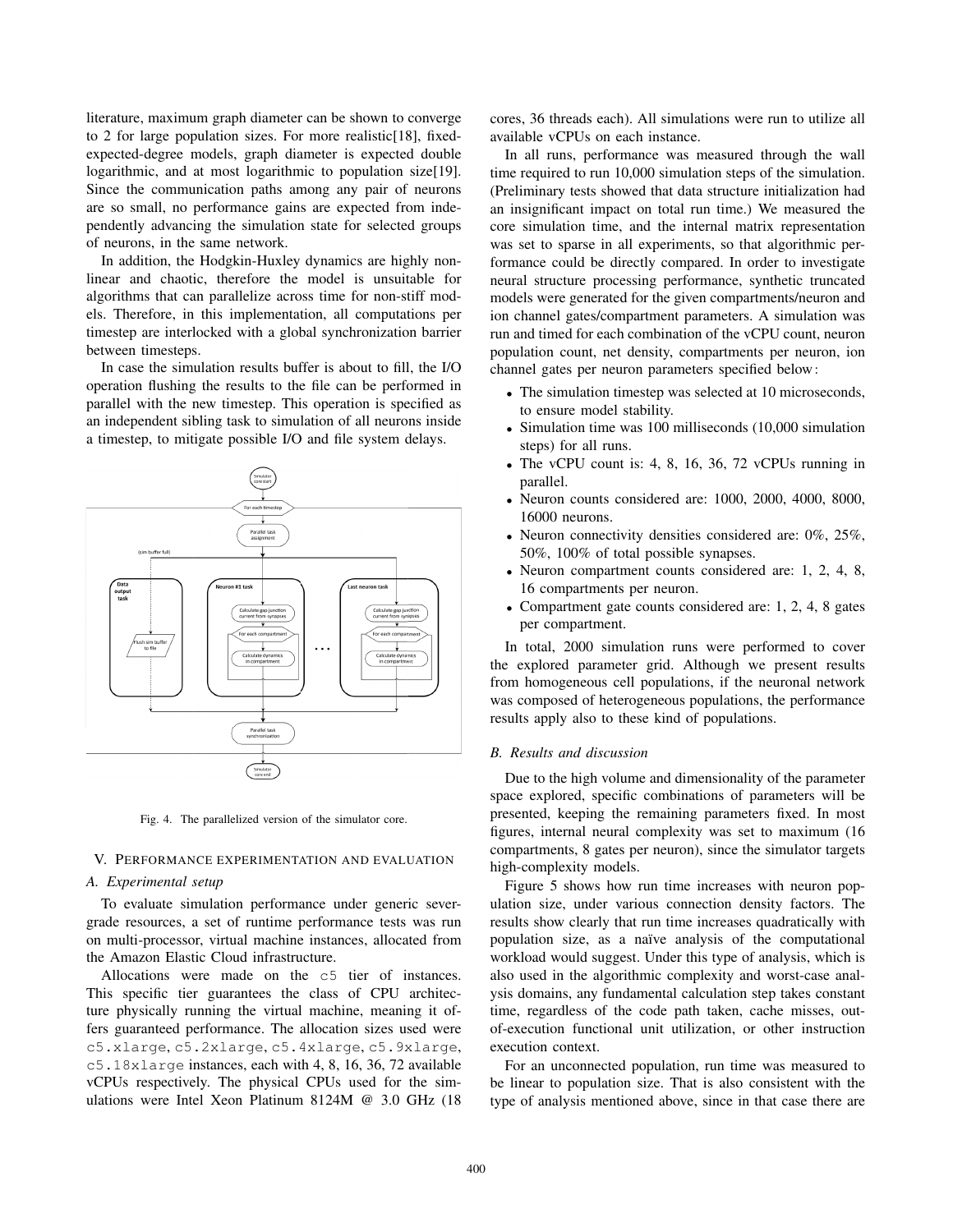literature, maximum graph diameter can be shown to converge to 2 for large population sizes. For more realistic[18], fixed-expected-degree models, graph diameter is expected double logarithmic, and at most logarithmic to population size[19]. Since the communication paths among any pair of neurons are so small, no performance gains are expected from independently advancing the simulation state for selected groups of neurons, in the same network.

In addition, the Hodgkin-Huxley dynamics are highly non-linear and chaotic, therefore the model is unsuitable for algorithms that can parallelize across time for non-stiff models. Therefore, in this implementation, all computations per timestep are interlocked with a global synchronization barrier between timesteps.

In case the simulation results buffer is about to fill, the I/O operation flushing the results to the file can be performed in parallel with the new timestep. This operation is specified as an independent sibling task to simulation of all neurons inside a timestep, to mitigate possible I/O and file system delays.

Fig. 4. The parallelized version of the simulator core.

## V. Performance experimentation and evaluation

### A. Experimental setup

To evaluate simulation performance under generic sever-grade resources, a set of runtime performance tests was run on multi-processor, virtual machine instances, allocated from the Amazon Elastic Cloud infrastructure.

Allocations were made on the `c5` tier of instances. This specific tier guarantees the class of CPU architecture physically running the virtual machine, meaning it offers guaranteed performance. The allocation sizes used were `c5.xlarge`, `c5.2xlarge`, `c5.4xlarge`, `c5.9xlarge`, `c5.18xlarge` instances, each with 4, 8, 16, 36, 72 available vCPUs respectively. The physical CPUs used for the simulations were Intel Xeon Platinum 8124M @ 3.0 GHz (18 cores, 36 threads each). All simulations were run to utilize all available vCPUs on each instance.

In all runs, performance was measured through the wall time required to run 10,000 simulation steps of the simulation. (Preliminary tests showed that data structure initialization had an insignificant impact on total run time.) We measured the core simulation time, and the internal matrix representation was set to sparse in all experiments, so that algorithmic performance could be directly compared. In order to investigate neural structure processing performance, synthetic truncated models were generated for the given compartments/neuron and ion channel gates/compartment parameters. A simulation was run and timed for each combination of the vCPU count, neuron population count, net density, compartments per neuron, ion channel gates per neuron parameters specified below:

- The simulation timestep was selected at 10 microseconds, to ensure model stability.
- Simulation time was 100 milliseconds (10,000 simulation steps) for all runs.
- The vCPU count is: 4, 8, 16, 36, 72 vCPUs running in parallel.
- Neuron counts considered are: 1000, 2000, 4000, 8000, 16000 neurons.
- Neuron connectivity densities considered are: 0%, 25%, 50%, 100% of total possible synapses.
- Neuron compartment counts considered are: 1, 2, 4, 8, 16 compartments per neuron.
- Compartment gate counts considered are: 1, 2, 4, 8 gates per compartment.

In total, 2000 simulation runs were performed to cover the explored parameter grid. Although we present results from homogeneous cell populations, if the neuronal network was composed of heterogeneous populations, the performance results apply also to these kind of populations.

### B. Results and discussion

Due to the high volume and dimensionality of the parameter space explored, specific combinations of parameters will be presented, keeping the remaining parameters fixed. In most figures, internal neural complexity was set to maximum (16 compartments, 8 gates per neuron), since the simulator targets high-complexity models.

Figure 5 shows how run time increases with neuron population size, under various connection density factors. The results show clearly that run time increases quadratically with population size, as a naïve analysis of the computational workload would suggest. Under this type of analysis, which is also used in the algorithmic complexity and worst-case analysis domains, any fundamental calculation step takes constant time, regardless of the code path taken, cache misses, out-of-execution functional unit utilization, or other instruction execution context.

For an unconnected population, run time was measured to be linear to population size. That is also consistent with the type of analysis mentioned above, since in that case there are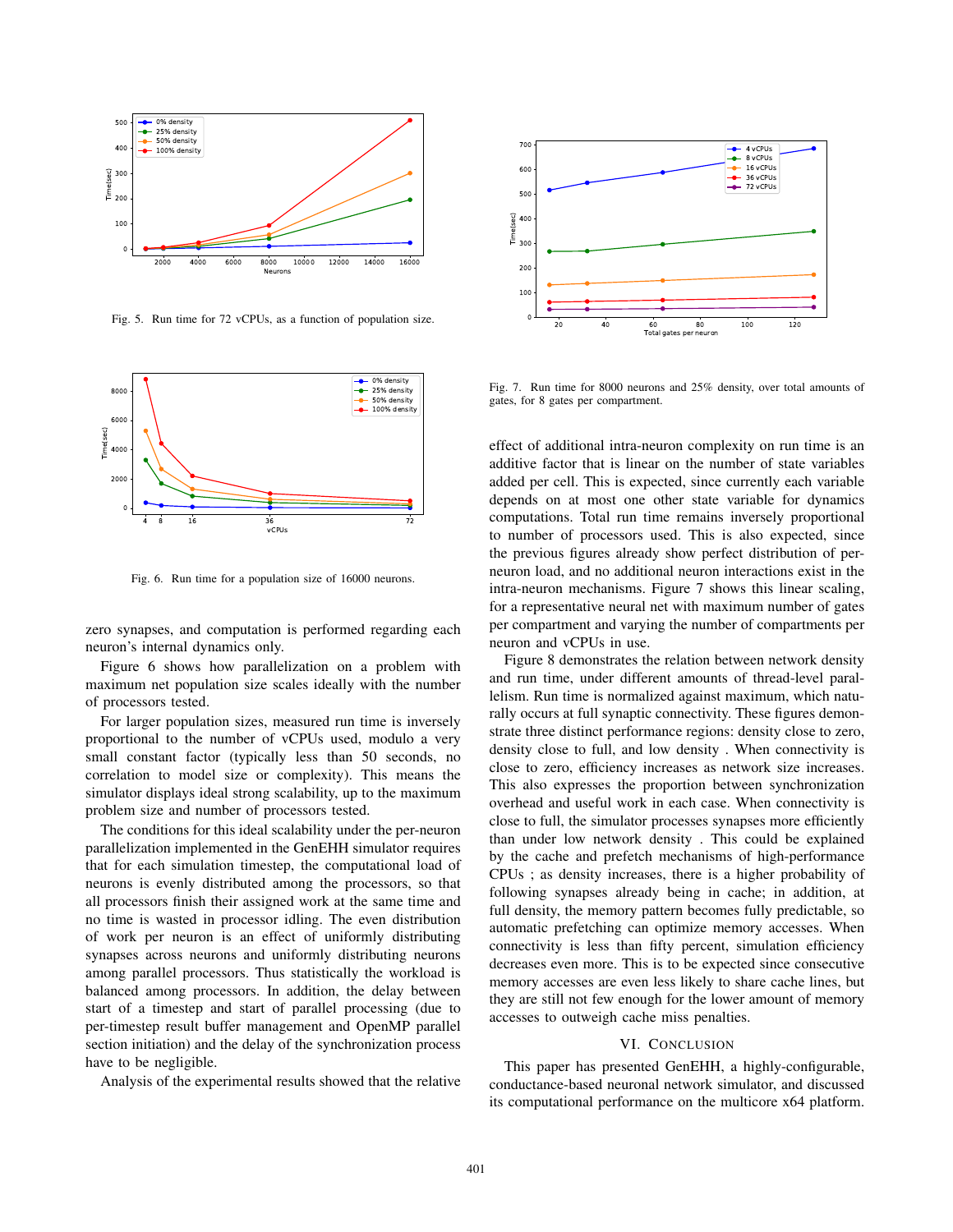Fig. 5. Run time for 72 vCPUs, as a function of population size.

Fig. 6. Run time for a population size of 16000 neurons.

zero synapses, and computation is performed regarding each neuron's internal dynamics only.

Figure 6 shows how parallelization on a problem with maximum net population size scales ideally with the number of processors tested.

For larger population sizes, measured run time is inversely proportional to the number of vCPUs used, modulo a very small constant factor (typically less than 50 seconds, no correlation to model size or complexity). This means the simulator displays ideal strong scalability, up to the maximum problem size and number of processors tested.

The conditions for this ideal scalability under the per-neuron parallelization implemented in the GenEHH simulator requires that for each simulation timestep, the computational load of neurons is evenly distributed among the processors, so that all processors finish their assigned work at the same time and no time is wasted in processor idling. The even distribution of work per neuron is an effect of uniformly distributing synapses across neurons and uniformly distributing neurons among parallel processors. Thus statistically the workload is balanced among processors. In addition, the delay between start of a timestep and start of parallel processing (due to per-timestep result buffer management and OpenMP parallel section initiation) and the delay of the synchronization process have to be negligible.

Analysis of the experimental results showed that the relative effect of additional intra-neuron complexity on run time is an additive factor that is linear on the number of state variables added per cell. This is expected, since currently each variable depends on at most one other state variable for dynamics computations. Total run time remains inversely proportional to number of processors used. This is also expected, since the previous figures already show perfect distribution of per-neuron load, and no additional neuron interactions exist in the intra-neuron mechanisms. Figure 7 shows this linear scaling, for a representative neural net with maximum number of gates per compartment and varying the number of compartments per neuron and vCPUs in use.

Fig. 7. Run time for 8000 neurons and 25% density, over total amounts of gates, for 8 gates per compartment.

Figure 8 demonstrates the relation between network density and run time, under different amounts of thread-level parallelism. Run time is normalized against maximum, which naturally occurs at full synaptic connectivity. These figures demonstrate three distinct performance regions: density close to zero, density close to full, and low density . When connectivity is close to zero, efficiency increases as network size increases. This also expresses the proportion between synchronization overhead and useful work in each case. When connectivity is close to full, the simulator processes synapses more efficiently than under low network density . This could be explained by the cache and prefetch mechanisms of high-performance CPUs ; as density increases, there is a higher probability of following synapses already being in cache; in addition, at full density, the memory pattern becomes fully predictable, so automatic prefetching can optimize memory accesses. When connectivity is less than fifty percent, simulation efficiency decreases even more. This is to be expected since consecutive memory accesses are even less likely to share cache lines, but they are still not few enough for the lower amount of memory accesses to outweigh cache miss penalties.

## VI. Conclusion

This paper has presented GenEHH, a highly-configurable, conductance-based neuronal network simulator, and discussed its computational performance on the multicore x64 platform.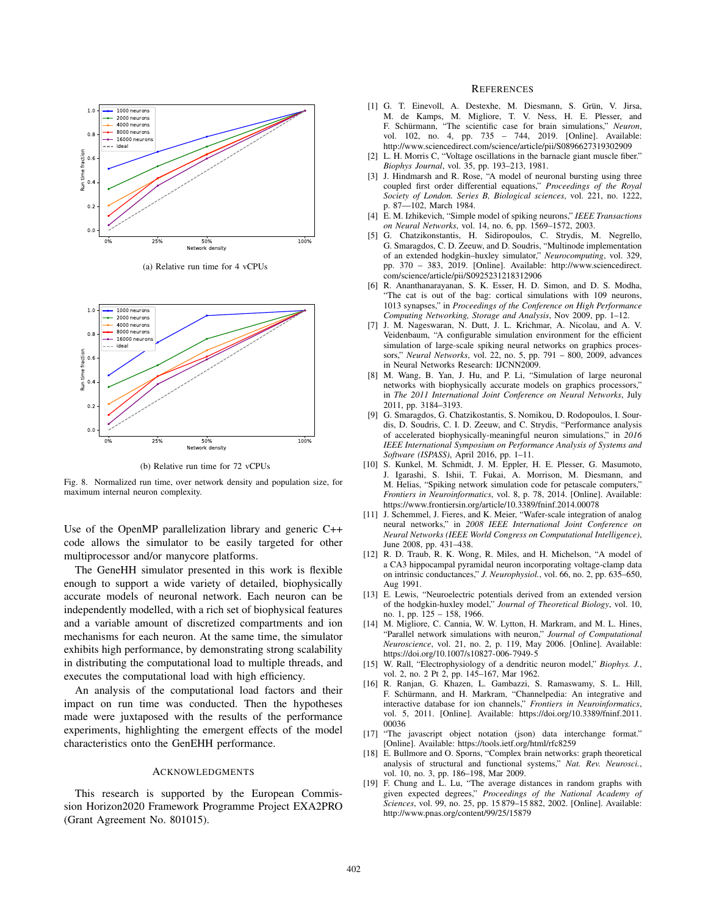1.0
0.8
0.6
0.4
0.2
0.0
Run time fraction
0% 25% 50% 100%
Network density
1000 neurons
2000 neurons
4000 neurons
8000 neurons
16000 neurons
ideal

(a) Relative run time for 4 vCPUs

1.0
0.8
0.6
0.4
0.2
0.0
Run time fraction
0% 25% 50% 100%
Network density
1000 neurons
2000 neurons
4000 neurons
8000 neurons
16000 neurons
ideal

(b) Relative run time for 72 vCPUs

Fig. 8. Normalized run time, over network density and population size, for maximum internal neuron complexity.

Use of the OpenMP parallelization library and generic C++ code allows the simulator to be easily targeted for other multiprocessor and/or manycore platforms.

The GeneHH simulator presented in this work is flexible enough to support a wide variety of detailed, biophysically accurate models of neuronal network. Each neuron can be independently modelled, with a rich set of biophysical features and a variable amount of discretized compartments and ion mechanisms for each neuron. At the same time, the simulator exhibits high performance, by demonstrating strong scalability in distributing the computational load to multiple threads, and executes the computational load with high efficiency.

An analysis of the computational load factors and their impact on run time was conducted. Then the hypotheses made were juxtaposed with the results of the performance experiments, highlighting the emergent effects of the model characteristics onto the GenEHH performance.

## Acknowledgments

This research is supported by the European Commission Horizon2020 Framework Programme Project EXA2PRO (Grant Agreement No. 801015).

## References

[1] G. T. Einevoll, A. Destexhe, M. Diesmann, S. Grün, V. Jirsa, M. de Kamps, M. Migliore, T. V. Ness, H. E. Plesser, and F. Schürmann, "The scientific case for brain simulations," *Neuron*, vol. 102, no. 4, pp. 735 – 744, 2019. [Online]. Available: http://www.sciencedirect.com/science/article/pii/S0896627319302909

[2] L. H. Morris C, "Voltage oscillations in the barnacle giant muscle fiber." *Biophys Journal*, vol. 35, pp. 193–213, 1981.

[3] J. Hindmarsh and R. Rose, "A model of neuronal bursting using three coupled first order differential equations," *Proceedings of the Royal Society of London. Series B, Biological sciences*, vol. 221, no. 1222, p. 87—102, March 1984.

[4] E. M. Izhikevich, "Simple model of spiking neurons," *IEEE Transactions on Neural Networks*, vol. 14, no. 6, pp. 1569–1572, 2003.

[5] G. Chatzikonstantis, H. Sidiropoulos, C. Strydis, M. Negrello, G. Smaragdos, C. D. Zeeuw, and D. Soudris, "Multinode implementation of an extended hodgkin–huxley simulator," *Neurocomputing*, vol. 329, pp. 370 – 383, 2019. [Online]. Available: http://www.sciencedirect.com/science/article/pii/S0925231218312906

[6] R. Ananthanarayanan, S. K. Esser, H. D. Simon, and D. S. Modha, "The cat is out of the bag: cortical simulations with 109 neurons, 1013 synapses," in *Proceedings of the Conference on High Performance Computing Networking, Storage and Analysis*, Nov 2009, pp. 1–12.

[7] J. M. Nageswaran, N. Dutt, J. L. Krichmar, A. Nicolau, and A. V. Veidenbaum, "A configurable simulation environment for the efficient simulation of large-scale spiking neural networks on graphics processors," *Neural Networks*, vol. 22, no. 5, pp. 791 – 800, 2009, advances in Neural Networks Research: IJCNN2009.

[8] M. Wang, B. Yan, J. Hu, and P. Li, "Simulation of large neuronal networks with biophysically accurate models on graphics processors," in *The 2011 International Joint Conference on Neural Networks*, July 2011, pp. 3184–3193.

[9] G. Smaragdos, G. Chatzikostantis, S. Nomikou, D. Rodopoulos, I. Sourdis, D. Soudris, C. I. D. Zeeuw, and C. Strydis, "Performance analysis of accelerated biophysically-meaningful neuron simulations," in *2016 IEEE International Symposium on Performance Analysis of Systems and Software (ISPASS)*, April 2016, pp. 1–11.

[10] S. Kunkel, M. Schmidt, J. M. Eppler, H. E. Plesser, G. Masumoto, J. Igarashi, S. Ishii, T. Fukai, A. Morrison, M. Diesmann, and M. Helias, "Spiking network simulation code for petascale computers," *Frontiers in Neuroinformatics*, vol. 8, p. 78, 2014. [Online]. Available: https://www.frontiersin.org/article/10.3389/fninf.2014.00078

[11] J. Schemmel, J. Fieres, and K. Meier, "Wafer-scale integration of analog neural networks," in *2008 IEEE International Joint Conference on Neural Networks (IEEE World Congress on Computational Intelligence)*, June 2008, pp. 431–438.

[12] R. D. Traub, R. K. Wong, R. Miles, and H. Michelson, "A model of a CA3 hippocampal pyramidal neuron incorporating voltage-clamp data on intrinsic conductances," *J. Neurophysiol.*, vol. 66, no. 2, pp. 635–650, Aug 1991.

[13] E. Lewis, "Neuroelectric potentials derived from an extended version of the hodgkin-huxley model," *Journal of Theoretical Biology*, vol. 10, no. 1, pp. 125 – 158, 1966.

[14] M. Migliore, C. Cannia, W. W. Lytton, H. Markram, and M. L. Hines, "Parallel network simulations with neuron," *Journal of Computational Neuroscience*, vol. 21, no. 2, p. 119, May 2006. [Online]. Available: https://doi.org/10.1007/s10827-006-7949-5

[15] W. Rall, "Electrophysiology of a dendritic neuron model," *Biophys. J.*, vol. 2, no. 2 Pt 2, pp. 145–167, Mar 1962.

[16] R. Ranjan, G. Khazen, L. Gambazzi, S. Ramaswamy, S. L. Hill, F. Schürmann, and H. Markram, "Channelpedia: An integrative and interactive database for ion channels," *Frontiers in Neuroinformatics*, vol. 5, 2011. [Online]. Available: https://doi.org/10.3389/fninf.2011.00036

[17] "The javascript object notation (json) data interchange format." [Online]. Available: https://tools.ietf.org/html/rfc8259

[18] E. Bullmore and O. Sporns, "Complex brain networks: graph theoretical analysis of structural and functional systems," *Nat. Rev. Neurosci.*, vol. 10, no. 3, pp. 186–198, Mar 2009.

[19] F. Chung and L. Lu, "The average distances in random graphs with given expected degrees," *Proceedings of the National Academy of Sciences*, vol. 99, no. 25, pp. 15 879–15 882, 2002. [Online]. Available: http://www.pnas.org/content/99/25/15879